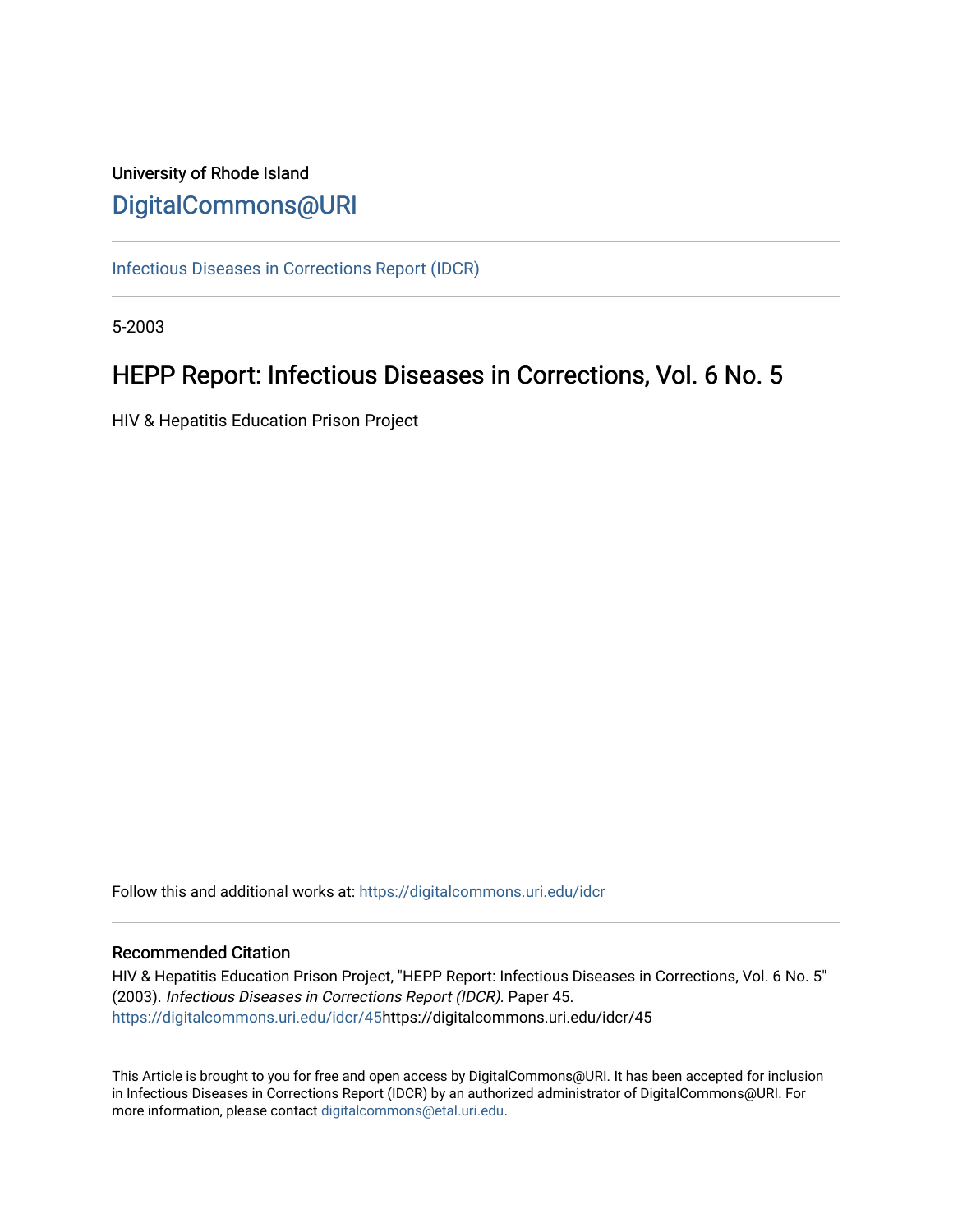University of Rhode Island

# DigitalCommons@URI

Infectious Diseases in Corrections Report (IDCR)

5-2003

## HEPP Report: Infectious Diseases in Corrections, Vol. 6 No. 5

HIV & Hepatitis Education Prison Project

Follow this and additional works at: https://digitalcommons.uri.edu/idcr

### Recommended Citation

HIV & Hepatitis Education Prison Project, "HEPP Report: Infectious Diseases in Corrections, Vol. 6 No. 5" (2003). *Infectious Diseases in Corrections Report (IDCR).* Paper 45.
https://digitalcommons.uri.edu/idcr/45https://digitalcommons.uri.edu/idcr/45

This Article is brought to you for free and open access by DigitalCommons@URI. It has been accepted for inclusion in Infectious Diseases in Corrections Report (IDCR) by an authorized administrator of DigitalCommons@URI. For more information, please contact digitalcommons@etal.uri.edu.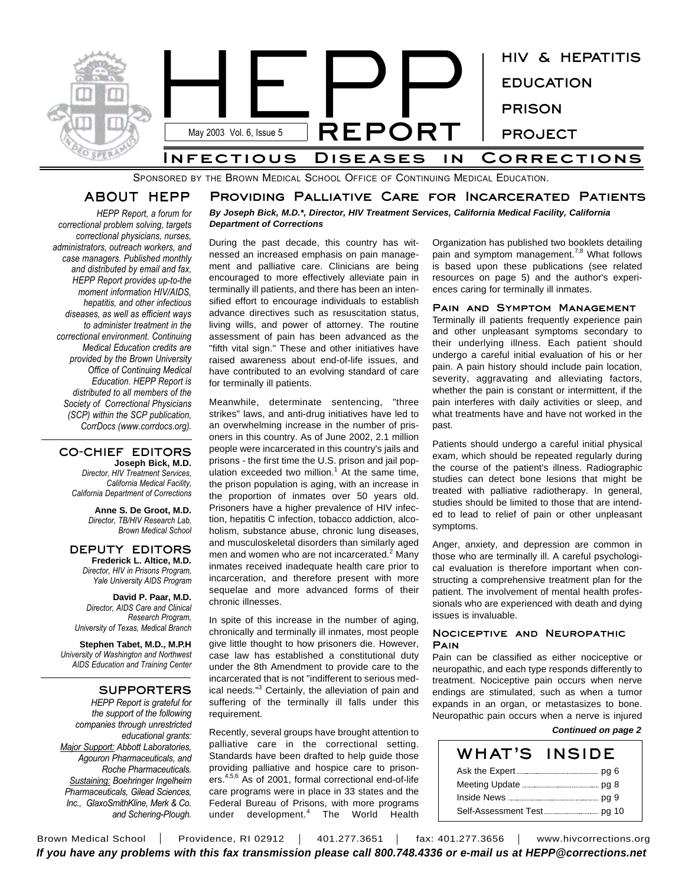# HEPP REPORT

May 2003 Vol. 6, Issue 5

HIV & HEPATITIS EDUCATION PRISON PROJECT

## Infectious Diseases in Corrections

Sponsored by the Brown Medical School Office of Continuing Medical Education.

### ABOUT HEPP

*HEPP Report, a forum for correctional problem solving, targets correctional physicians, nurses, administrators, outreach workers, and case managers. Published monthly and distributed by email and fax, HEPP Report provides up-to-the moment information HIV/AIDS, hepatitis, and other infectious diseases, as well as efficient ways to administer treatment in the correctional environment. Continuing Medical Education credits are provided by the Brown University Office of Continuing Medical Education. HEPP Report is distributed to all members of the Society of Correctional Physicians (SCP) within the SCP publication, CorrDocs (www.corrdocs.org).*

### CO-CHIEF EDITORS

**Joseph Bick, M.D.**
*Director, HIV Treatment Services, California Medical Facility, California Department of Corrections*

**Anne S. De Groot, M.D.**
*Director, TB/HIV Research Lab, Brown Medical School*

### DEPUTY EDITORS

**Frederick L. Altice, M.D.**
*Director, HIV in Prisons Program, Yale University AIDS Program*

**David P. Paar, M.D.**
*Director, AIDS Care and Clinical Research Program, University of Texas, Medical Branch*

**Stephen Tabet, M.D., M.P.H**
*University of Washington and Northwest AIDS Education and Training Center*

### SUPPORTERS

*HEPP Report is grateful for the support of the following companies through unrestricted educational grants:*
*Major Support: Abbott Laboratories, Agouron Pharmaceuticals, and Roche Pharmaceuticals.*
*Sustaining: Boehringer Ingelheim Pharmaceuticals, Gilead Sciences, Inc., GlaxoSmithKline, Merk & Co. and Schering-Plough.*

## Providing Palliative Care for Incarcerated Patients

***By Joseph Bick, M.D.*, Director, HIV Treatment Services, California Medical Facility, California Department of Corrections***

During the past decade, this country has witnessed an increased emphasis on pain management and palliative care. Clinicians are being encouraged to more effectively alleviate pain in terminally ill patients, and there has been an intensified effort to encourage individuals to establish advance directives such as resuscitation status, living wills, and power of attorney. The routine assessment of pain has been advanced as the "fifth vital sign." These and other initiatives have raised awareness about end-of-life issues, and have contributed to an evolving standard of care for terminally ill patients.

Meanwhile, determinate sentencing, "three strikes" laws, and anti-drug initiatives have led to an overwhelming increase in the number of prisoners in this country. As of June 2002, 2.1 million people were incarcerated in this country's jails and prisons - the first time the U.S. prison and jail population exceeded two million.[1] At the same time, the prison population is aging, with an increase in the proportion of inmates over 50 years old. Prisoners have a higher prevalence of HIV infection, hepatitis C infection, tobacco addiction, alcoholism, substance abuse, chronic lung diseases, and musculoskeletal disorders than similarly aged men and women who are not incarcerated.[2] Many inmates received inadequate health care prior to incarceration, and therefore present with more sequelae and more advanced forms of their chronic illnesses.

In spite of this increase in the number of aging, chronically and terminally ill inmates, most people give little thought to how prisoners die. However, case law has established a constitutional duty under the 8th Amendment to provide care to the incarcerated that is not "indifferent to serious medical needs."[3] Certainly, the alleviation of pain and suffering of the terminally ill falls under this requirement.

Recently, several groups have brought attention to palliative care in the correctional setting. Standards have been drafted to help guide those providing palliative and hospice care to prisoners.[4,5,6] As of 2001, formal correctional end-of-life care programs were in place in 33 states and the Federal Bureau of Prisons, with more programs under development.[4] The World Health Organization has published two booklets detailing pain and symptom management.[7,8] What follows is based upon these publications (see related resources on page 5) and the author's experiences caring for terminally ill inmates.

### Pain and Symptom Management

Terminally ill patients frequently experience pain and other unpleasant symptoms secondary to their underlying illness. Each patient should undergo a careful initial evaluation of his or her pain. A pain history should include pain location, severity, aggravating and alleviating factors, whether the pain is constant or intermittent, if the pain interferes with daily activities or sleep, and what treatments have and have not worked in the past.

Patients should undergo a careful initial physical exam, which should be repeated regularly during the course of the patient's illness. Radiographic studies can detect bone lesions that might be treated with palliative radiotherapy. In general, studies should be limited to those that are intended to lead to relief of pain or other unpleasant symptoms.

Anger, anxiety, and depression are common in those who are terminally ill. A careful psychological evaluation is therefore important when constructing a comprehensive treatment plan for the patient. The involvement of mental health professionals who are experienced with death and dying issues is invaluable.

### Nociceptive and Neuropathic Pain

Pain can be classified as either nociceptive or neuropathic, and each type responds differently to treatment. Nociceptive pain occurs when nerve endings are stimulated, such as when a tumor expands in an organ, or metastasizes to bone. Neuropathic pain occurs when a nerve is injured

***Continued on page 2***

### WHAT'S INSIDE

- Ask the Expert ........ pg 6
- Meeting Update ........ pg 8
- Inside News ........ pg 9
- Self-Assessment Test ........ pg 10

Brown Medical School | Providence, RI 02912 | 401.277.3651 | fax: 401.277.3656 | www.hivcorrections.org

***If you have any problems with this fax transmission please call 800.748.4336 or e-mail us at HEPP@corrections.net***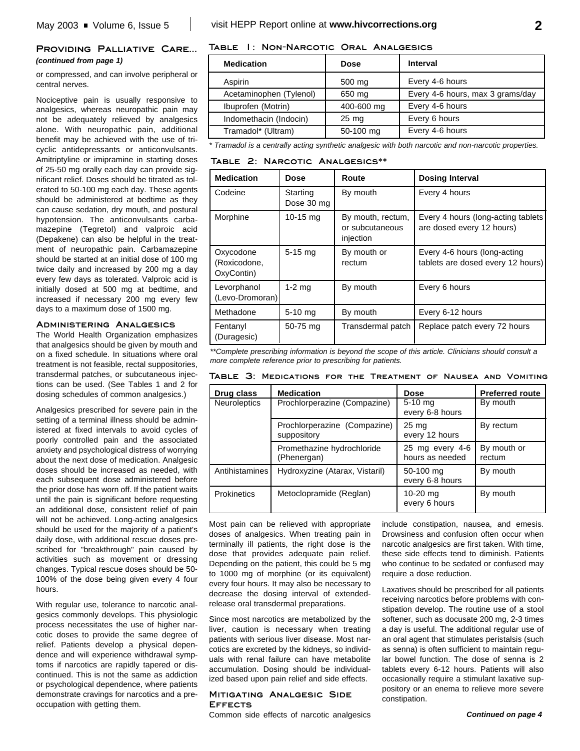## Providing Palliative Care...

*(continued from page 1)*

or compressed, and can involve peripheral or central nerves.

Nociceptive pain is usually responsive to analgesics, whereas neuropathic pain may not be adequately relieved by analgesics alone. With neuropathic pain, additional benefit may be achieved with the use of tricyclic antidepressants or anticonvulsants. Amitriptyline or imipramine in starting doses of 25-50 mg orally each day can provide significant relief. Doses should be titrated as tolerated to 50-100 mg each day. These agents should be administered at bedtime as they can cause sedation, dry mouth, and postural hypotension. The anticonvulsants carbamazepine (Tegretol) and valproic acid (Depakene) can also be helpful in the treatment of neuropathic pain. Carbamazepine should be started at an initial dose of 100 mg twice daily and increased by 200 mg a day every few days as tolerated. Valproic acid is initially dosed at 500 mg at bedtime, and increased if necessary 200 mg every few days to a maximum dose of 1500 mg.

### Administering Analgesics

The World Health Organization emphasizes that analgesics should be given by mouth and on a fixed schedule. In situations where oral treatment is not feasible, rectal suppositories, transdermal patches, or subcutaneous injections can be used. (See Tables 1 and 2 for dosing schedules of common analgesics.)

Analgesics prescribed for severe pain in the setting of a terminal illness should be administered at fixed intervals to avoid cycles of poorly controlled pain and the associated anxiety and psychological distress of worrying about the next dose of medication. Analgesic doses should be increased as needed, with each subsequent dose administered before the prior dose has worn off. If the patient waits until the pain is significant before requesting an additional dose, consistent relief of pain will not be achieved. Long-acting analgesics should be used for the majority of a patient's daily dose, with additional rescue doses prescribed for "breakthrough" pain caused by activities such as movement or dressing changes. Typical rescue doses should be 50-100% of the dose being given every 4 four hours.

With regular use, tolerance to narcotic analgesics commonly develops. This physiologic process necessitates the use of higher narcotic doses to provide the same degree of relief. Patients develop a physical dependence and will experience withdrawal symptoms if narcotics are rapidly tapered or discontinued. This is not the same as addiction or psychological dependence, where patients demonstrate cravings for narcotics and a preoccupation with getting them.

**Table 1: Non-Narcotic Oral Analgesics**

| Medication | Dose | Interval |
|---|---|---|
| Aspirin | 500 mg | Every 4-6 hours |
| Acetaminophen (Tylenol) | 650 mg | Every 4-6 hours, max 3 grams/day |
| Ibuprofen (Motrin) | 400-600 mg | Every 4-6 hours |
| Indomethacin (Indocin) | 25 mg | Every 6 hours |
| Tramadol* (Ultram) | 50-100 mg | Every 4-6 hours |

*\* Tramadol is a centrally acting synthetic analgesic with both narcotic and non-narcotic properties.*

**Table 2: Narcotic Analgesics****

| Medication | Dose | Route | Dosing Interval |
|---|---|---|---|
| Codeine | Starting Dose 30 mg | By mouth | Every 4 hours |
| Morphine | 10-15 mg | By mouth, rectum, or subcutaneous injection | Every 4 hours (long-acting tablets are dosed every 12 hours) |
| Oxycodone (Roxicodone, OxyContin) | 5-15 mg | By mouth or rectum | Every 4-6 hours (long-acting tablets are dosed every 12 hours) |
| Levorphanol (Levo-Dromoran) | 1-2 mg | By mouth | Every 6 hours |
| Methadone | 5-10 mg | By mouth | Every 6-12 hours |
| Fentanyl (Duragesic) | 50-75 mg | Transdermal patch | Replace patch every 72 hours |

*\*\*Complete prescribing information is beyond the scope of this article. Clinicians should consult a more complete reference prior to prescribing for patients.*

**Table 3: Medications for the Treatment of Nausea and Vomiting**

| Drug class | Medication | Dose | Preferred route |
|---|---|---|---|
| Neuroleptics | Prochlorperazine (Compazine) | 5-10 mg every 6-8 hours | By mouth |
| | Prochlorperazine (Compazine) suppository | 25 mg every 12 hours | By rectum |
| | Promethazine hydrochloride (Phenergan) | 25 mg every 4-6 hours as needed | By mouth or rectum |
| Antihistamines | Hydroxyzine (Atarax, Vistaril) | 50-100 mg every 6-8 hours | By mouth |
| Prokinetics | Metoclopramide (Reglan) | 10-20 mg every 6 hours | By mouth |

Most pain can be relieved with appropriate doses of analgesics. When treating pain in terminally ill patients, the right dose is the dose that provides adequate pain relief. Depending on the patient, this could be 5 mg to 1000 mg of morphine (or its equivalent) every four hours. It may also be necessary to decrease the dosing interval of extended-release oral transdermal preparations.

Since most narcotics are metabolized by the liver, caution is necessary when treating patients with serious liver disease. Most narcotics are excreted by the kidneys, so individuals with renal failure can have metabolite accumulation. Dosing should be individualized based upon pain relief and side effects.

### Mitigating Analgesic Side Effects

Common side effects of narcotic analgesics include constipation, nausea, and emesis. Drowsiness and confusion often occur when narcotic analgesics are first taken. With time, these side effects tend to diminish. Patients who continue to be sedated or confused may require a dose reduction.

Laxatives should be prescribed for all patients receiving narcotics before problems with constipation develop. The routine use of a stool softener, such as docusate 200 mg, 2-3 times a day is useful. The additional regular use of an oral agent that stimulates peristalsis (such as senna) is often sufficient to maintain regular bowel function. The dose of senna is 2 tablets every 6-12 hours. Patients will also occasionally require a stimulant laxative suppository or an enema to relieve more severe constipation.

***Continued on page 4***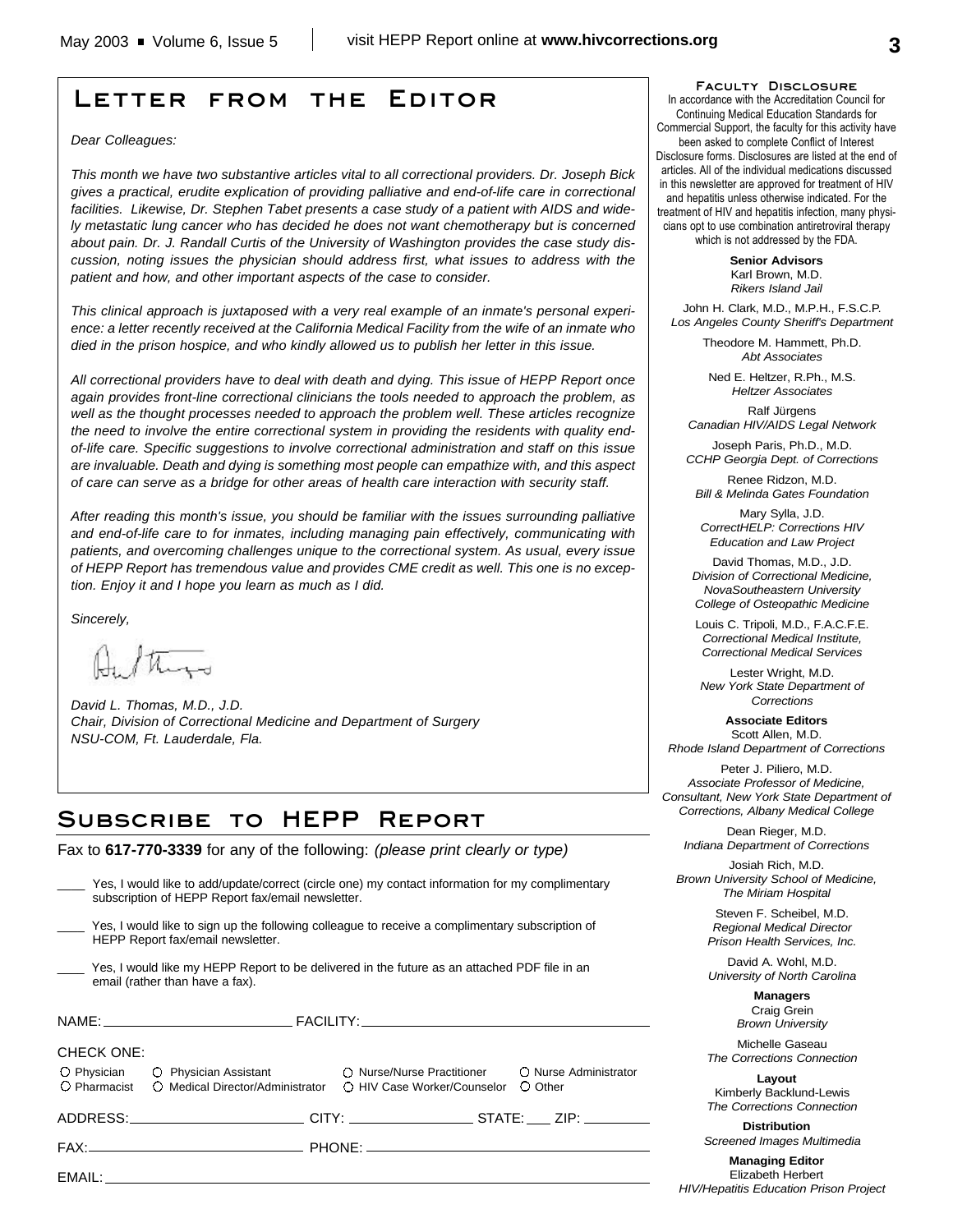# Letter from the Editor

*Dear Colleagues:*

*This month we have two substantive articles vital to all correctional providers. Dr. Joseph Bick gives a practical, erudite explication of providing palliative and end-of-life care in correctional facilities. Likewise, Dr. Stephen Tabet presents a case study of a patient with AIDS and widely metastatic lung cancer who has decided he does not want chemotherapy but is concerned about pain. Dr. J. Randall Curtis of the University of Washington provides the case study discussion, noting issues the physician should address first, what issues to address with the patient and how, and other important aspects of the case to consider.*

*This clinical approach is juxtaposed with a very real example of an inmate's personal experience: a letter recently received at the California Medical Facility from the wife of an inmate who died in the prison hospice, and who kindly allowed us to publish her letter in this issue.*

*All correctional providers have to deal with death and dying. This issue of HEPP Report once again provides front-line correctional clinicians the tools needed to approach the problem, as well as the thought processes needed to approach the problem well. These articles recognize the need to involve the entire correctional system in providing the residents with quality end-of-life care. Specific suggestions to involve correctional administration and staff on this issue are invaluable. Death and dying is something most people can empathize with, and this aspect of care can serve as a bridge for other areas of health care interaction with security staff.*

*After reading this month's issue, you should be familiar with the issues surrounding palliative and end-of-life care to for inmates, including managing pain effectively, communicating with patients, and overcoming challenges unique to the correctional system. As usual, every issue of HEPP Report has tremendous value and provides CME credit as well. This one is no exception. Enjoy it and I hope you learn as much as I did.*

*Sincerely,*

*David L. Thomas, M.D., J.D.*
*Chair, Division of Correctional Medicine and Department of Surgery*
*NSU-COM, Ft. Lauderdale, Fla.*

# Subscribe to HEPP Report

Fax to **617-770-3339** for any of the following: *(please print clearly or type)*

____ Yes, I would like to add/update/correct (circle one) my contact information for my complimentary subscription of HEPP Report fax/email newsletter.

____ Yes, I would like to sign up the following colleague to receive a complimentary subscription of HEPP Report fax/email newsletter.

____ Yes, I would like my HEPP Report to be delivered in the future as an attached PDF file in an email (rather than have a fax).

NAME: ____________________ FACILITY: ____________________

CHECK ONE:

○ Physician ○ Physician Assistant ○ Nurse/Nurse Practitioner ○ Nurse Administrator
○ Pharmacist ○ Medical Director/Administrator ○ HIV Case Worker/Counselor ○ Other

ADDRESS: ____________________ CITY: ______________ STATE: ___ ZIP: ________

FAX: ____________________ PHONE: ____________________

EMAIL: ____________________

## Faculty Disclosure

In accordance with the Accreditation Council for Continuing Medical Education Standards for Commercial Support, the faculty for this activity have been asked to complete Conflict of Interest Disclosure forms. Disclosures are listed at the end of articles. All of the individual medications discussed in this newsletter are approved for treatment of HIV and hepatitis unless otherwise indicated. For the treatment of HIV and hepatitis infection, many physicians opt to use combination antiretroviral therapy which is not addressed by the FDA.

**Senior Advisors**

Karl Brown, M.D.
*Rikers Island Jail*

John H. Clark, M.D., M.P.H., F.S.C.P.
*Los Angeles County Sheriff's Department*

Theodore M. Hammett, Ph.D.
*Abt Associates*

Ned E. Heltzer, R.Ph., M.S.
*Heltzer Associates*

Ralf Jürgens
*Canadian HIV/AIDS Legal Network*

Joseph Paris, Ph.D., M.D.
*CCHP Georgia Dept. of Corrections*

Renee Ridzon, M.D.
*Bill & Melinda Gates Foundation*

Mary Sylla, J.D.
*CorrectHELP: Corrections HIV Education and Law Project*

David Thomas, M.D., J.D.
*Division of Correctional Medicine, NovaSoutheastern University College of Osteopathic Medicine*

Louis C. Tripoli, M.D., F.A.C.F.E.
*Correctional Medical Institute, Correctional Medical Services*

Lester Wright, M.D.
*New York State Department of Corrections*

**Associate Editors**

Scott Allen, M.D.
*Rhode Island Department of Corrections*

Peter J. Piliero, M.D.
*Associate Professor of Medicine, Consultant, New York State Department of Corrections, Albany Medical College*

Dean Rieger, M.D.
*Indiana Department of Corrections*

Josiah Rich, M.D.
*Brown University School of Medicine, The Miriam Hospital*

Steven F. Scheibel, M.D.
*Regional Medical Director Prison Health Services, Inc.*

David A. Wohl, M.D.
*University of North Carolina*

**Managers**

Craig Grein
*Brown University*

Michelle Gaseau
*The Corrections Connection*

**Layout**

Kimberly Backlund-Lewis
*The Corrections Connection*

**Distribution**

*Screened Images Multimedia*

**Managing Editor**

Elizabeth Herbert
*HIV/Hepatitis Education Prison Project*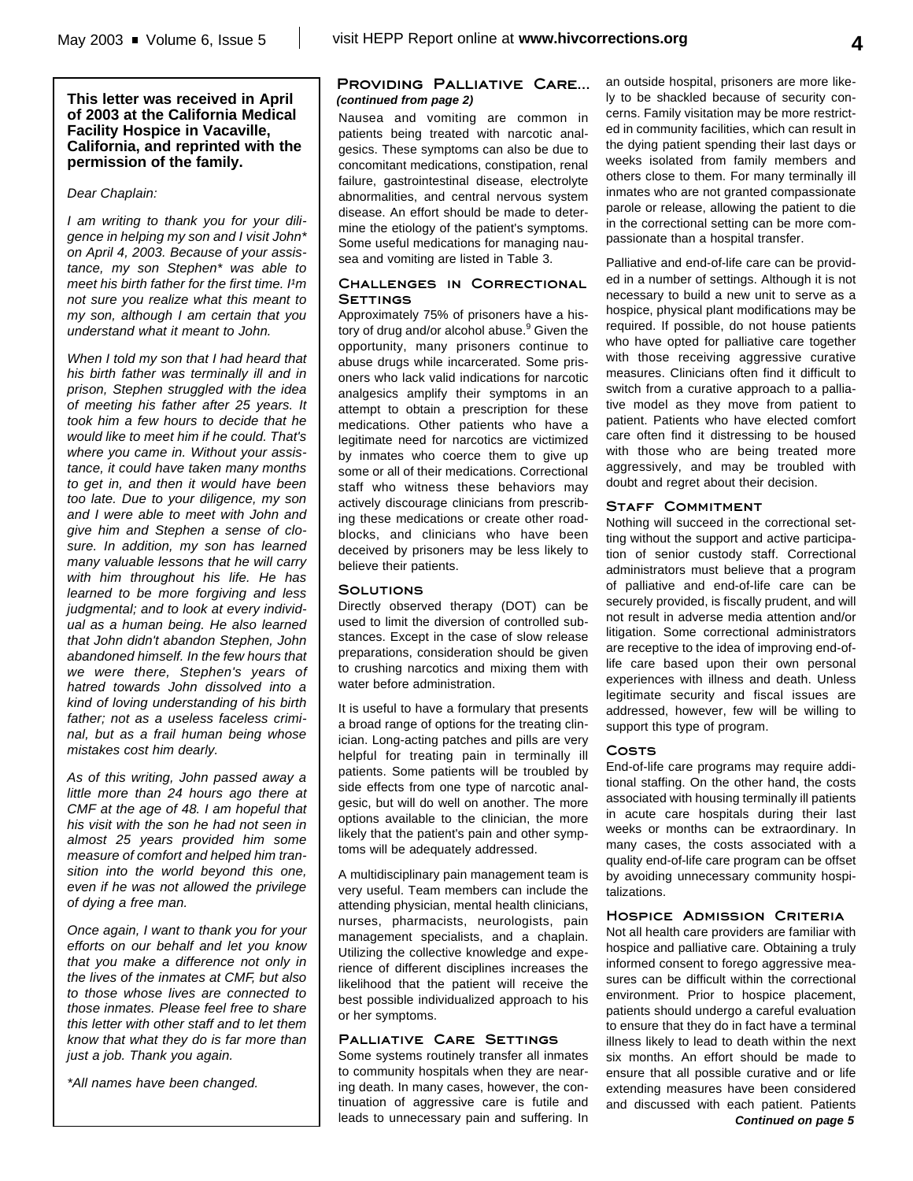**This letter was received in April of 2003 at the California Medical Facility Hospice in Vacaville, California, and reprinted with the permission of the family.**

*Dear Chaplain:*

*I am writing to thank you for your diligence in helping my son and I visit John* on April 4, 2003. Because of your assistance, my son Stephen* was able to meet his birth father for the first time. I¹m not sure you realize what this meant to my son, although I am certain that you understand what it meant to John.*

*When I told my son that I had heard that his birth father was terminally ill and in prison, Stephen struggled with the idea of meeting his father after 25 years. It took him a few hours to decide that he would like to meet him if he could. That's where you came in. Without your assistance, it could have taken many months to get in, and then it would have been too late. Due to your diligence, my son and I were able to meet with John and give him and Stephen a sense of closure. In addition, my son has learned many valuable lessons that he will carry with him throughout his life. He has learned to be more forgiving and less judgmental; and to look at every individual as a human being. He also learned that John didn't abandon Stephen, John abandoned himself. In the few hours that we were there, Stephen's years of hatred towards John dissolved into a kind of loving understanding of his birth father; not as a useless faceless criminal, but as a frail human being whose mistakes cost him dearly.*

*As of this writing, John passed away a little more than 24 hours ago there at CMF at the age of 48. I am hopeful that his visit with the son he had not seen in almost 25 years provided him some measure of comfort and helped him transition into the world beyond this one, even if he was not allowed the privilege of dying a free man.*

*Once again, I want to thank you for your efforts on our behalf and let you know that you make a difference not only in the lives of the inmates at CMF, but also to those whose lives are connected to those inmates. Please feel free to share this letter with other staff and to let them know that what they do is far more than just a job. Thank you again.*

**All names have been changed.*

## Providing Palliative Care...

***(continued from page 2)***

Nausea and vomiting are common in patients being treated with narcotic analgesics. These symptoms can also be due to concomitant medications, constipation, renal failure, gastrointestinal disease, electrolyte abnormalities, and central nervous system disease. An effort should be made to determine the etiology of the patient's symptoms. Some useful medications for managing nausea and vomiting are listed in Table 3.

### Challenges in Correctional Settings

Approximately 75% of prisoners have a history of drug and/or alcohol abuse.[9] Given the opportunity, many prisoners continue to abuse drugs while incarcerated. Some prisoners who lack valid indications for narcotic analgesics amplify their symptoms in an attempt to obtain a prescription for these medications. Other patients who have a legitimate need for narcotics are victimized by inmates who coerce them to give up some or all of their medications. Correctional staff who witness these behaviors may actively discourage clinicians from prescribing these medications or create other roadblocks, and clinicians who have been deceived by prisoners may be less likely to believe their patients.

### Solutions

Directly observed therapy (DOT) can be used to limit the diversion of controlled substances. Except in the case of slow release preparations, consideration should be given to crushing narcotics and mixing them with water before administration.

It is useful to have a formulary that presents a broad range of options for the treating clinician. Long-acting patches and pills are very helpful for treating pain in terminally ill patients. Some patients will be troubled by side effects from one type of narcotic analgesic, but will do well on another. The more options available to the clinician, the more likely that the patient's pain and other symptoms will be adequately addressed.

A multidisciplinary pain management team is very useful. Team members can include the attending physician, mental health clinicians, nurses, pharmacists, neurologists, pain management specialists, and a chaplain. Utilizing the collective knowledge and experience of different disciplines increases the likelihood that the patient will receive the best possible individualized approach to his or her symptoms.

### Palliative Care Settings

Some systems routinely transfer all inmates to community hospitals when they are nearing death. In many cases, however, the continuation of aggressive care is futile and leads to unnecessary pain and suffering. In an outside hospital, prisoners are more likely to be shackled because of security concerns. Family visitation may be more restricted in community facilities, which can result in the dying patient spending their last days or weeks isolated from family members and others close to them. For many terminally ill inmates who are not granted compassionate parole or release, allowing the patient to die in the correctional setting can be more compassionate than a hospital transfer.

Palliative and end-of-life care can be provided in a number of settings. Although it is not necessary to build a new unit to serve as a hospice, physical plant modifications may be required. If possible, do not house patients who have opted for palliative care together with those receiving aggressive curative measures. Clinicians often find it difficult to switch from a curative approach to a palliative model as they move from patient to patient. Patients who have elected comfort care often find it distressing to be housed with those who are being treated more aggressively, and may be troubled with doubt and regret about their decision.

### Staff Commitment

Nothing will succeed in the correctional setting without the support and active participation of senior custody staff. Correctional administrators must believe that a program of palliative and end-of-life care can be securely provided, is fiscally prudent, and will not result in adverse media attention and/or litigation. Some correctional administrators are receptive to the idea of improving end-of-life care based upon their own personal experiences with illness and death. Unless legitimate security and fiscal issues are addressed, however, few will be willing to support this type of program.

### Costs

End-of-life care programs may require additional staffing. On the other hand, the costs associated with housing terminally ill patients in acute care hospitals during their last weeks or months can be extraordinary. In many cases, the costs associated with a quality end-of-life care program can be offset by avoiding unnecessary community hospitalizations.

### Hospice Admission Criteria

Not all health care providers are familiar with hospice and palliative care. Obtaining a truly informed consent to forego aggressive measures can be difficult within the correctional environment. Prior to hospice placement, patients should undergo a careful evaluation to ensure that they do in fact have a terminal illness likely to lead to death within the next six months. An effort should be made to ensure that all possible curative and or life extending measures have been considered and discussed with each patient. Patients

***Continued on page 5***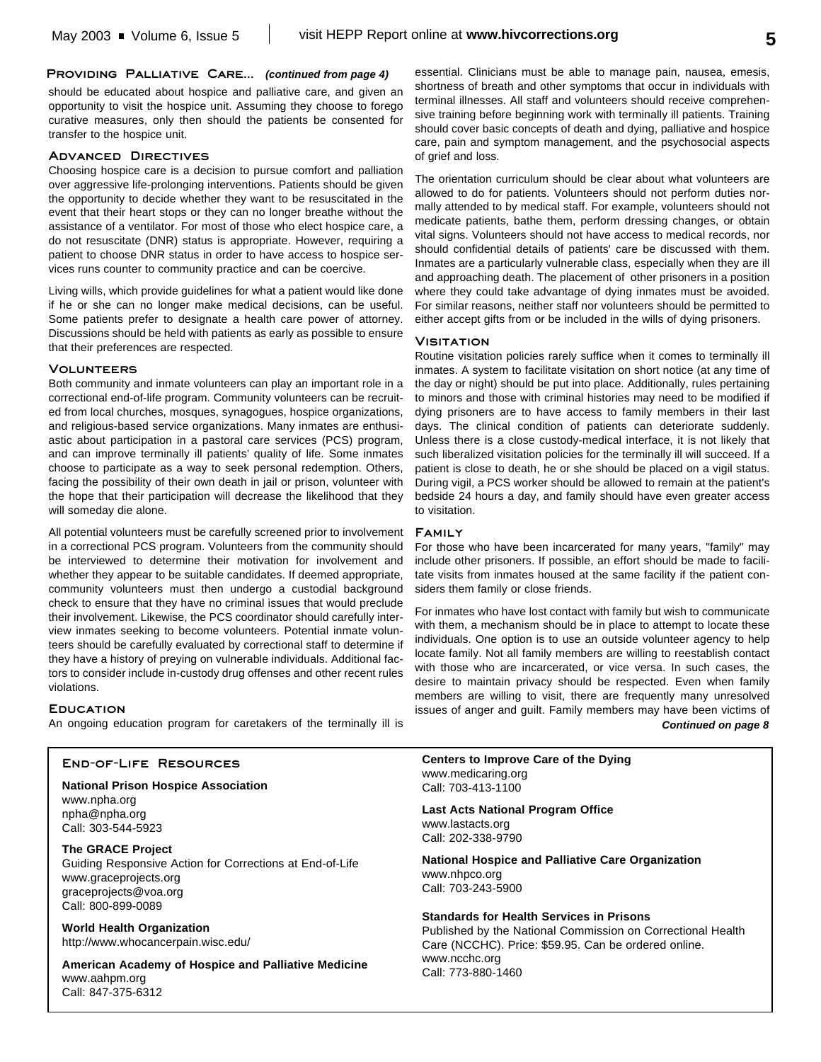## Providing Palliative Care... *(continued from page 4)*

should be educated about hospice and palliative care, and given an opportunity to visit the hospice unit. Assuming they choose to forego curative measures, only then should the patients be consented for transfer to the hospice unit.

### Advanced Directives

Choosing hospice care is a decision to pursue comfort and palliation over aggressive life-prolonging interventions. Patients should be given the opportunity to decide whether they want to be resuscitated in the event that their heart stops or they can no longer breathe without the assistance of a ventilator. For most of those who elect hospice care, a do not resuscitate (DNR) status is appropriate. However, requiring a patient to choose DNR status in order to have access to hospice services runs counter to community practice and can be coercive.

Living wills, which provide guidelines for what a patient would like done if he or she can no longer make medical decisions, can be useful. Some patients prefer to designate a health care power of attorney. Discussions should be held with patients as early as possible to ensure that their preferences are respected.

### Volunteers

Both community and inmate volunteers can play an important role in a correctional end-of-life program. Community volunteers can be recruited from local churches, mosques, synagogues, hospice organizations, and religious-based service organizations. Many inmates are enthusiastic about participation in a pastoral care services (PCS) program, and can improve terminally ill patients' quality of life. Some inmates choose to participate as a way to seek personal redemption. Others, facing the possibility of their own death in jail or prison, volunteer with the hope that their participation will decrease the likelihood that they will someday die alone.

All potential volunteers must be carefully screened prior to involvement in a correctional PCS program. Volunteers from the community should be interviewed to determine their motivation for involvement and whether they appear to be suitable candidates. If deemed appropriate, community volunteers must then undergo a custodial background check to ensure that they have no criminal issues that would preclude their involvement. Likewise, the PCS coordinator should carefully interview inmates seeking to become volunteers. Potential inmate volunteers should be carefully evaluated by correctional staff to determine if they have a history of preying on vulnerable individuals. Additional factors to consider include in-custody drug offenses and other recent rules violations.

### Education

An ongoing education program for caretakers of the terminally ill is essential. Clinicians must be able to manage pain, nausea, emesis, shortness of breath and other symptoms that occur in individuals with terminal illnesses. All staff and volunteers should receive comprehensive training before beginning work with terminally ill patients. Training should cover basic concepts of death and dying, palliative and hospice care, pain and symptom management, and the psychosocial aspects of grief and loss.

The orientation curriculum should be clear about what volunteers are allowed to do for patients. Volunteers should not perform duties normally attended to by medical staff. For example, volunteers should not medicate patients, bathe them, perform dressing changes, or obtain vital signs. Volunteers should not have access to medical records, nor should confidential details of patients' care be discussed with them. Inmates are a particularly vulnerable class, especially when they are ill and approaching death. The placement of other prisoners in a position where they could take advantage of dying inmates must be avoided. For similar reasons, neither staff nor volunteers should be permitted to either accept gifts from or be included in the wills of dying prisoners.

### Visitation

Routine visitation policies rarely suffice when it comes to terminally ill inmates. A system to facilitate visitation on short notice (at any time of the day or night) should be put into place. Additionally, rules pertaining to minors and those with criminal histories may need to be modified if dying prisoners are to have access to family members in their last days. The clinical condition of patients can deteriorate suddenly. Unless there is a close custody-medical interface, it is not likely that such liberalized visitation policies for the terminally ill will succeed. If a patient is close to death, he or she should be placed on a vigil status. During vigil, a PCS worker should be allowed to remain at the patient's bedside 24 hours a day, and family should have even greater access to visitation.

### Family

For those who have been incarcerated for many years, "family" may include other prisoners. If possible, an effort should be made to facilitate visits from inmates housed at the same facility if the patient considers them family or close friends.

For inmates who have lost contact with family but wish to communicate with them, a mechanism should be in place to attempt to locate these individuals. One option is to use an outside volunteer agency to help locate family. Not all family members are willing to reestablish contact with those who are incarcerated, or vice versa. In such cases, the desire to maintain privacy should be respected. Even when family members are willing to visit, there are frequently many unresolved issues of anger and guilt. Family members may have been victims of

***Continued on page 8***

---

## End-of-Life Resources

**National Prison Hospice Association**
www.npha.org
npha@npha.org
Call: 303-544-5923

**The GRACE Project**
Guiding Responsive Action for Corrections at End-of-Life
www.graceprojects.org
graceprojects@voa.org
Call: 800-899-0089

**World Health Organization**
http://www.whocancerpain.wisc.edu/

**American Academy of Hospice and Palliative Medicine**
www.aahpm.org
Call: 847-375-6312

**Centers to Improve Care of the Dying**
www.medicaring.org
Call: 703-413-1100

**Last Acts National Program Office**
www.lastacts.org
Call: 202-338-9790

**National Hospice and Palliative Care Organization**
www.nhpco.org
Call: 703-243-5900

**Standards for Health Services in Prisons**
Published by the National Commission on Correctional Health Care (NCCHC). Price: $59.95. Can be ordered online.
www.ncchc.org
Call: 773-880-1460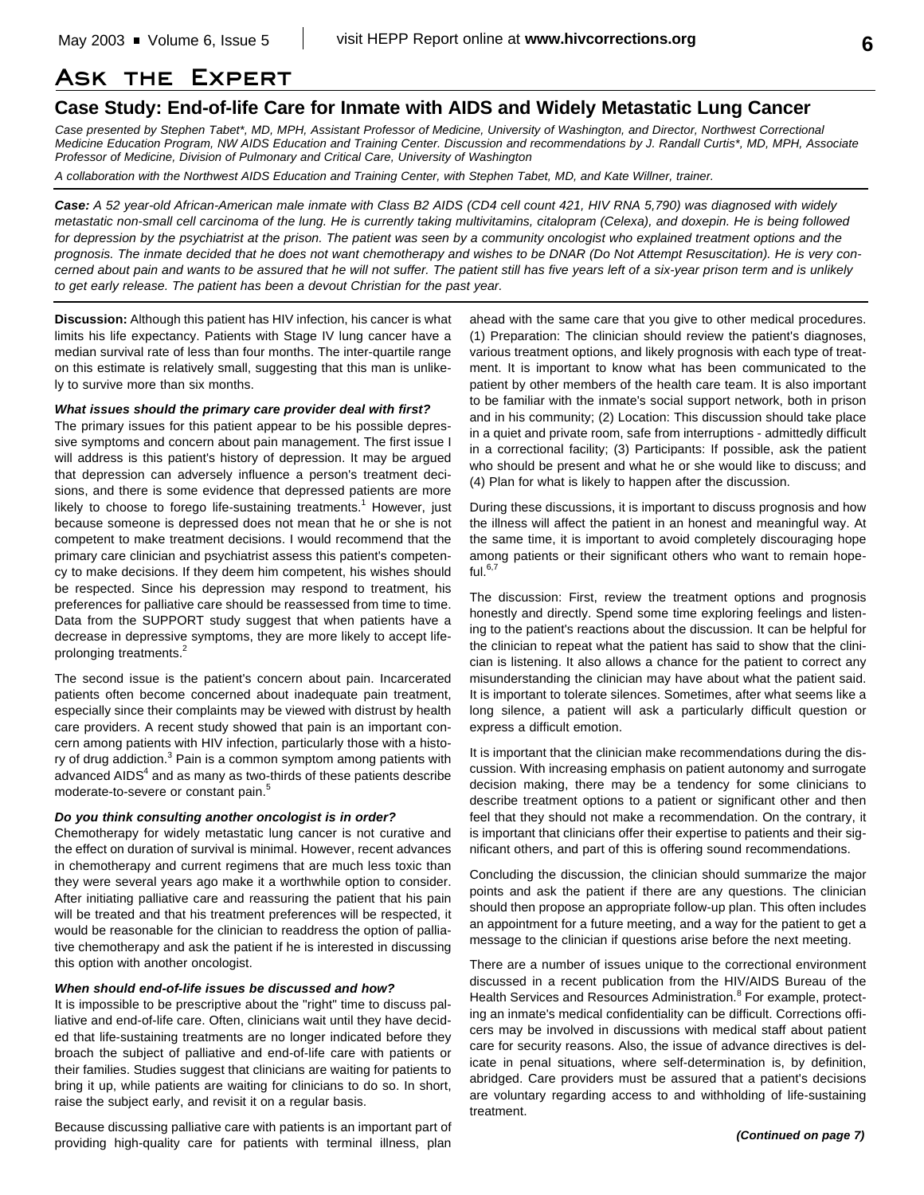# Ask the Expert

## Case Study: End-of-life Care for Inmate with AIDS and Widely Metastatic Lung Cancer

*Case presented by Stephen Tabet*, MD, MPH, Assistant Professor of Medicine, University of Washington, and Director, Northwest Correctional Medicine Education Program, NW AIDS Education and Training Center. Discussion and recommendations by J. Randall Curtis*, MD, MPH, Associate Professor of Medicine, Division of Pulmonary and Critical Care, University of Washington*

*A collaboration with the Northwest AIDS Education and Training Center, with Stephen Tabet, MD, and Kate Willner, trainer.*

***Case:*** *A 52 year-old African-American male inmate with Class B2 AIDS (CD4 cell count 421, HIV RNA 5,790) was diagnosed with widely metastatic non-small cell carcinoma of the lung. He is currently taking multivitamins, citalopram (Celexa), and doxepin. He is being followed for depression by the psychiatrist at the prison. The patient was seen by a community oncologist who explained treatment options and the prognosis. The inmate decided that he does not want chemotherapy and wishes to be DNAR (Do Not Attempt Resuscitation). He is very concerned about pain and wants to be assured that he will not suffer. The patient still has five years left of a six-year prison term and is unlikely to get early release. The patient has been a devout Christian for the past year.*

**Discussion:** Although this patient has HIV infection, his cancer is what limits his life expectancy. Patients with Stage IV lung cancer have a median survival rate of less than four months. The inter-quartile range on this estimate is relatively small, suggesting that this man is unlikely to survive more than six months.

***What issues should the primary care provider deal with first?***

The primary issues for this patient appear to be his possible depressive symptoms and concern about pain management. The first issue I will address is this patient's history of depression. It may be argued that depression can adversely influence a person's treatment decisions, and there is some evidence that depressed patients are more likely to choose to forego life-sustaining treatments.[1] However, just because someone is depressed does not mean that he or she is not competent to make treatment decisions. I would recommend that the primary care clinician and psychiatrist assess this patient's competency to make decisions. If they deem him competent, his wishes should be respected. Since his depression may respond to treatment, his preferences for palliative care should be reassessed from time to time. Data from the SUPPORT study suggest that when patients have a decrease in depressive symptoms, they are more likely to accept life-prolonging treatments.[2]

The second issue is the patient's concern about pain. Incarcerated patients often become concerned about inadequate pain treatment, especially since their complaints may be viewed with distrust by health care providers. A recent study showed that pain is an important concern among patients with HIV infection, particularly those with a history of drug addiction.[3] Pain is a common symptom among patients with advanced AIDS[4] and as many as two-thirds of these patients describe moderate-to-severe or constant pain.[5]

***Do you think consulting another oncologist is in order?***

Chemotherapy for widely metastatic lung cancer is not curative and the effect on duration of survival is minimal. However, recent advances in chemotherapy and current regimens that are much less toxic than they were several years ago make it a worthwhile option to consider. After initiating palliative care and reassuring the patient that his pain will be treated and that his treatment preferences will be respected, it would be reasonable for the clinician to readdress the option of palliative chemotherapy and ask the patient if he is interested in discussing this option with another oncologist.

***When should end-of-life issues be discussed and how?***

It is impossible to be prescriptive about the "right" time to discuss palliative and end-of-life care. Often, clinicians wait until they have decided that life-sustaining treatments are no longer indicated before they broach the subject of palliative and end-of-life care with patients or their families. Studies suggest that clinicians are waiting for patients to bring it up, while patients are waiting for clinicians to do so. In short, raise the subject early, and revisit it on a regular basis.

Because discussing palliative care with patients is an important part of providing high-quality care for patients with terminal illness, plan ahead with the same care that you give to other medical procedures. (1) Preparation: The clinician should review the patient's diagnoses, various treatment options, and likely prognosis with each type of treatment. It is important to know what has been communicated to the patient by other members of the health care team. It is also important to be familiar with the inmate's social support network, both in prison and in his community; (2) Location: This discussion should take place in a quiet and private room, safe from interruptions - admittedly difficult in a correctional facility; (3) Participants: If possible, ask the patient who should be present and what he or she would like to discuss; and (4) Plan for what is likely to happen after the discussion.

During these discussions, it is important to discuss prognosis and how the illness will affect the patient in an honest and meaningful way. At the same time, it is important to avoid completely discouraging hope among patients or their significant others who want to remain hopeful.[6,7]

The discussion: First, review the treatment options and prognosis honestly and directly. Spend some time exploring feelings and listening to the patient's reactions about the discussion. It can be helpful for the clinician to repeat what the patient has said to show that the clinician is listening. It also allows a chance for the patient to correct any misunderstanding the clinician may have about what the patient said. It is important to tolerate silences. Sometimes, after what seems like a long silence, a patient will ask a particularly difficult question or express a difficult emotion.

It is important that the clinician make recommendations during the discussion. With increasing emphasis on patient autonomy and surrogate decision making, there may be a tendency for some clinicians to describe treatment options to a patient or significant other and then feel that they should not make a recommendation. On the contrary, it is important that clinicians offer their expertise to patients and their significant others, and part of this is offering sound recommendations.

Concluding the discussion, the clinician should summarize the major points and ask the patient if there are any questions. The clinician should then propose an appropriate follow-up plan. This often includes an appointment for a future meeting, and a way for the patient to get a message to the clinician if questions arise before the next meeting.

There are a number of issues unique to the correctional environment discussed in a recent publication from the HIV/AIDS Bureau of the Health Services and Resources Administration.[8] For example, protecting an inmate's medical confidentiality can be difficult. Corrections officers may be involved in discussions with medical staff about patient care for security reasons. Also, the issue of advance directives is delicate in penal situations, where self-determination is, by definition, abridged. Care providers must be assured that a patient's decisions are voluntary regarding access to and withholding of life-sustaining treatment.

***(Continued on page 7)***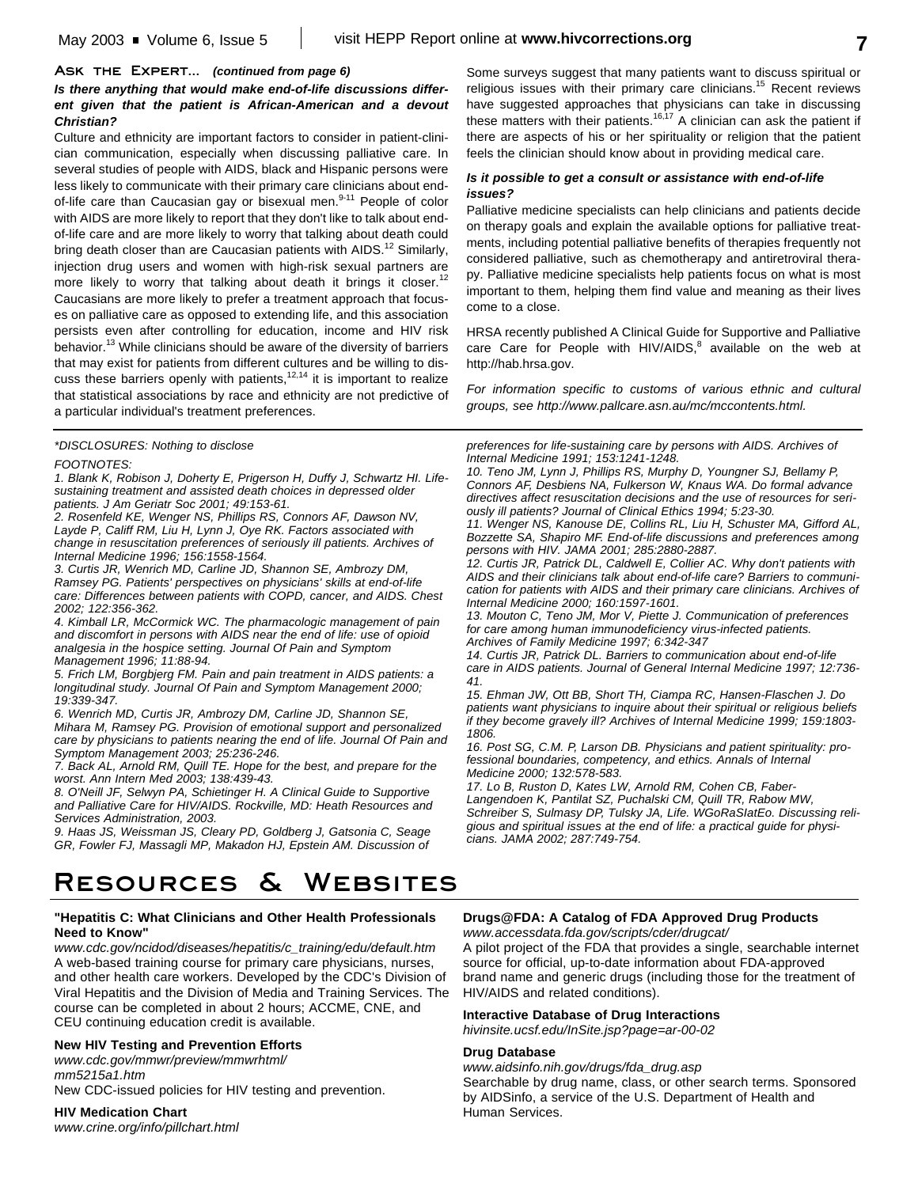## Ask the Expert... *(continued from page 6)*

***Is there anything that would make end-of-life discussions different given that the patient is African-American and a devout Christian?***

Culture and ethnicity are important factors to consider in patient-clinician communication, especially when discussing palliative care. In several studies of people with AIDS, black and Hispanic persons were less likely to communicate with their primary care clinicians about end-of-life care than Caucasian gay or bisexual men.[9-11] People of color with AIDS are more likely to report that they don't like to talk about end-of-life care and are more likely to worry that talking about death could bring death closer than are Caucasian patients with AIDS.[12] Similarly, injection drug users and women with high-risk sexual partners are more likely to worry that talking about death it brings it closer.[12] Caucasians are more likely to prefer a treatment approach that focuses on palliative care as opposed to extending life, and this association persists even after controlling for education, income and HIV risk behavior.[13] While clinicians should be aware of the diversity of barriers that may exist for patients from different cultures and be willing to discuss these barriers openly with patients,[12,14] it is important to realize that statistical associations by race and ethnicity are not predictive of a particular individual's treatment preferences.

Some surveys suggest that many patients want to discuss spiritual or religious issues with their primary care clinicians.[15] Recent reviews have suggested approaches that physicians can take in discussing these matters with their patients.[16,17] A clinician can ask the patient if there are aspects of his or her spirituality or religion that the patient feels the clinician should know about in providing medical care.

***Is it possible to get a consult or assistance with end-of-life issues?***

Palliative medicine specialists can help clinicians and patients decide on therapy goals and explain the available options for palliative treatments, including potential palliative benefits of therapies frequently not considered palliative, such as chemotherapy and antiretroviral therapy. Palliative medicine specialists help patients focus on what is most important to them, helping them find value and meaning as their lives come to a close.

HRSA recently published A Clinical Guide for Supportive and Palliative care Care for People with HIV/AIDS,[8] available on the web at http://hab.hrsa.gov.

*For information specific to customs of various ethnic and cultural groups, see http://www.pallcare.asn.au/mc/mccontents.html.*

*\*DISCLOSURES: Nothing to disclose*

*FOOTNOTES:*

*1. Blank K, Robison J, Doherty E, Prigerson H, Duffy J, Schwartz HI. Life-sustaining treatment and assisted death choices in depressed older patients. J Am Geriatr Soc 2001; 49:153-61.*

*2. Rosenfeld KE, Wenger NS, Phillips RS, Connors AF, Dawson NV, Layde P, Califf RM, Liu H, Lynn J, Oye RK. Factors associated with change in resuscitation preferences of seriously ill patients. Archives of Internal Medicine 1996; 156:1558-1564.*

*3. Curtis JR, Wenrich MD, Carline JD, Shannon SE, Ambrozy DM, Ramsey PG. Patients' perspectives on physicians' skills at end-of-life care: Differences between patients with COPD, cancer, and AIDS. Chest 2002; 122:356-362.*

*4. Kimball LR, McCormick WC. The pharmacologic management of pain and discomfort in persons with AIDS near the end of life: use of opioid analgesia in the hospice setting. Journal Of Pain and Symptom Management 1996; 11:88-94.*

*5. Frich LM, Borgbjerg FM. Pain and pain treatment in AIDS patients: a longitudinal study. Journal Of Pain and Symptom Management 2000; 19:339-347.*

*6. Wenrich MD, Curtis JR, Ambrozy DM, Carline JD, Shannon SE, Mihara M, Ramsey PG. Provision of emotional support and personalized care by physicians to patients nearing the end of life. Journal Of Pain and Symptom Management 2003; 25:236-246.*

*7. Back AL, Arnold RM, Quill TE. Hope for the best, and prepare for the worst. Ann Intern Med 2003; 138:439-43.*

*8. O'Neill JF, Selwyn PA, Schietinger H. A Clinical Guide to Supportive and Palliative Care for HIV/AIDS. Rockville, MD: Heath Resources and Services Administration, 2003.*

*9. Haas JS, Weissman JS, Cleary PD, Goldberg J, Gatsonia C, Seage GR, Fowler FJ, Massagli MP, Makadon HJ, Epstein AM. Discussion of preferences for life-sustaining care by persons with AIDS. Archives of Internal Medicine 1991; 153:1241-1248.*

*10. Teno JM, Lynn J, Phillips RS, Murphy D, Youngner SJ, Bellamy P, Connors AF, Desbiens NA, Fulkerson W, Knaus WA. Do formal advance directives affect resuscitation decisions and the use of resources for seriously ill patients? Journal of Clinical Ethics 1994; 5:23-30.*

*11. Wenger NS, Kanouse DE, Collins RL, Liu H, Schuster MA, Gifford AL, Bozzette SA, Shapiro MF. End-of-life discussions and preferences among persons with HIV. JAMA 2001; 285:2880-2887.*

*12. Curtis JR, Patrick DL, Caldwell E, Collier AC. Why don't patients with AIDS and their clinicians talk about end-of-life care? Barriers to communication for patients with AIDS and their primary care clinicians. Archives of Internal Medicine 2000; 160:1597-1601.*

*13. Mouton C, Teno JM, Mor V, Piette J. Communication of preferences for care among human immunodeficiency virus-infected patients. Archives of Family Medicine 1997; 6:342-347*

*14. Curtis JR, Patrick DL. Barriers to communication about end-of-life care in AIDS patients. Journal of General Internal Medicine 1997; 12:736-41.*

*15. Ehman JW, Ott BB, Short TH, Ciampa RC, Hansen-Flaschen J. Do patients want physicians to inquire about their spiritual or religious beliefs if they become gravely ill? Archives of Internal Medicine 1999; 159:1803-1806.*

*16. Post SG, C.M. P, Larson DB. Physicians and patient spirituality: professional boundaries, competency, and ethics. Annals of Internal Medicine 2000; 132:578-583.*

*17. Lo B, Ruston D, Kates LW, Arnold RM, Cohen CB, Faber-Langendoen K, Pantilat SZ, Puchalski CM, Quill TR, Rabow MW, Schreiber S, Sulmasy DP, Tulsky JA, Life. WGoRaSIatEo. Discussing religious and spiritual issues at the end of life: a practical guide for physicians. JAMA 2002; 287:749-754.*

# Resources & Websites

**"Hepatitis C: What Clinicians and Other Health Professionals Need to Know"**
*www.cdc.gov/ncidod/diseases/hepatitis/c_training/edu/default.htm*
A web-based training course for primary care physicians, nurses, and other health care workers. Developed by the CDC's Division of Viral Hepatitis and the Division of Media and Training Services. The course can be completed in about 2 hours; ACCME, CNE, and CEU continuing education credit is available.

**New HIV Testing and Prevention Efforts**
*www.cdc.gov/mmwr/preview/mmwrhtml/mm5215a1.htm*
New CDC-issued policies for HIV testing and prevention.

**HIV Medication Chart**
*www.crine.org/info/pillchart.html*

**Drugs@FDA: A Catalog of FDA Approved Drug Products**
*www.accessdata.fda.gov/scripts/cder/drugcat/*
A pilot project of the FDA that provides a single, searchable internet source for official, up-to-date information about FDA-approved brand name and generic drugs (including those for the treatment of HIV/AIDS and related conditions).

**Interactive Database of Drug Interactions**
*hivinsite.ucsf.edu/InSite.jsp?page=ar-00-02*

**Drug Database**
*www.aidsinfo.nih.gov/drugs/fda_drug.asp*
Searchable by drug name, class, or other search terms. Sponsored by AIDSinfo, a service of the U.S. Department of Health and Human Services.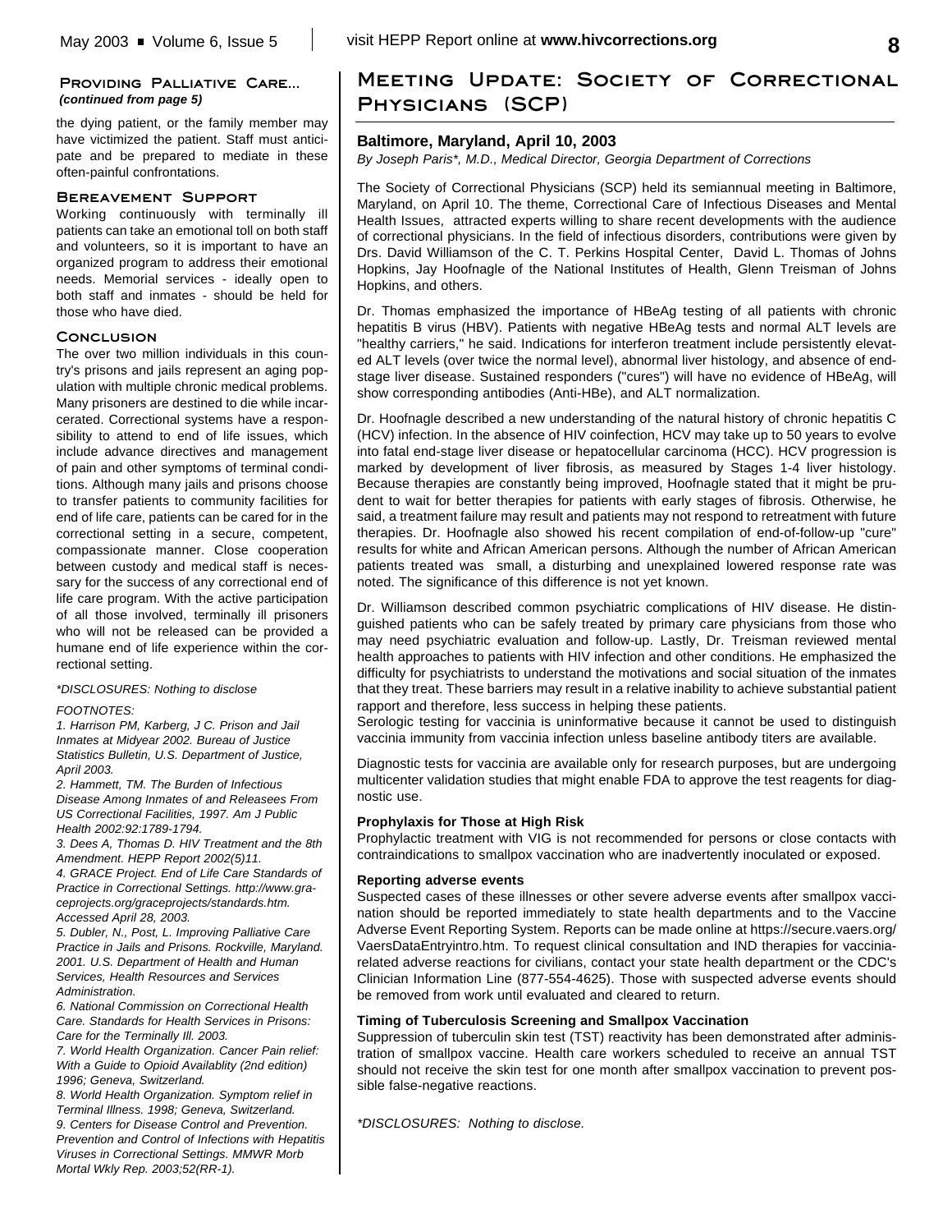## Providing Palliative Care...

*(continued from page 5)*

the dying patient, or the family member may have victimized the patient. Staff must anticipate and be prepared to mediate in these often-painful confrontations.

### Bereavement Support

Working continuously with terminally ill patients can take an emotional toll on both staff and volunteers, so it is important to have an organized program to address their emotional needs. Memorial services - ideally open to both staff and inmates - should be held for those who have died.

### Conclusion

The over two million individuals in this country's prisons and jails represent an aging population with multiple chronic medical problems. Many prisoners are destined to die while incarcerated. Correctional systems have a responsibility to attend to end of life issues, which include advance directives and management of pain and other symptoms of terminal conditions. Although many jails and prisons choose to transfer patients to community facilities for end of life care, patients can be cared for in the correctional setting in a secure, competent, compassionate manner. Close cooperation between custody and medical staff is necessary for the success of any correctional end of life care program. With the active participation of all those involved, terminally ill prisoners who will not be released can be provided a humane end of life experience within the correctional setting.

*\*DISCLOSURES: Nothing to disclose*

*FOOTNOTES:*

*1. Harrison PM, Karberg, J C. Prison and Jail Inmates at Midyear 2002. Bureau of Justice Statistics Bulletin, U.S. Department of Justice, April 2003.*

*2. Hammett, TM. The Burden of Infectious Disease Among Inmates of and Releasees From US Correctional Facilities, 1997. Am J Public Health 2002:92:1789-1794.*

*3. Dees A, Thomas D. HIV Treatment and the 8th Amendment. HEPP Report 2002(5)11.*

*4. GRACE Project. End of Life Care Standards of Practice in Correctional Settings. http://www.graceprojects.org/graceprojects/standards.htm. Accessed April 28, 2003.*

*5. Dubler, N., Post, L. Improving Palliative Care Practice in Jails and Prisons. Rockville, Maryland. 2001. U.S. Department of Health and Human Services, Health Resources and Services Administration.*

*6. National Commission on Correctional Health Care. Standards for Health Services in Prisons: Care for the Terminally Ill. 2003.*

*7. World Health Organization. Cancer Pain relief: With a Guide to Opioid Availablity (2nd edition) 1996; Geneva, Switzerland.*

*8. World Health Organization. Symptom relief in Terminal Illness. 1998; Geneva, Switzerland.*

*9. Centers for Disease Control and Prevention. Prevention and Control of Infections with Hepatitis Viruses in Correctional Settings. MMWR Morb Mortal Wkly Rep. 2003;52(RR-1).*

# Meeting Update: Society of Correctional Physicians (SCP)

### Baltimore, Maryland, April 10, 2003

*By Joseph Paris\*, M.D., Medical Director, Georgia Department of Corrections*

The Society of Correctional Physicians (SCP) held its semiannual meeting in Baltimore, Maryland, on April 10. The theme, Correctional Care of Infectious Diseases and Mental Health Issues, attracted experts willing to share recent developments with the audience of correctional physicians. In the field of infectious disorders, contributions were given by Drs. David Williamson of the C. T. Perkins Hospital Center, David L. Thomas of Johns Hopkins, Jay Hoofnagle of the National Institutes of Health, Glenn Treisman of Johns Hopkins, and others.

Dr. Thomas emphasized the importance of HBeAg testing of all patients with chronic hepatitis B virus (HBV). Patients with negative HBeAg tests and normal ALT levels are "healthy carriers," he said. Indications for interferon treatment include persistently elevated ALT levels (over twice the normal level), abnormal liver histology, and absence of end-stage liver disease. Sustained responders ("cures") will have no evidence of HBeAg, will show corresponding antibodies (Anti-HBe), and ALT normalization.

Dr. Hoofnagle described a new understanding of the natural history of chronic hepatitis C (HCV) infection. In the absence of HIV coinfection, HCV may take up to 50 years to evolve into fatal end-stage liver disease or hepatocellular carcinoma (HCC). HCV progression is marked by development of liver fibrosis, as measured by Stages 1-4 liver histology. Because therapies are constantly being improved, Hoofnagle stated that it might be prudent to wait for better therapies for patients with early stages of fibrosis. Otherwise, he said, a treatment failure may result and patients may not respond to retreatment with future therapies. Dr. Hoofnagle also showed his recent compilation of end-of-follow-up "cure" results for white and African American persons. Although the number of African American patients treated was small, a disturbing and unexplained lowered response rate was noted. The significance of this difference is not yet known.

Dr. Williamson described common psychiatric complications of HIV disease. He distinguished patients who can be safely treated by primary care physicians from those who may need psychiatric evaluation and follow-up. Lastly, Dr. Treisman reviewed mental health approaches to patients with HIV infection and other conditions. He emphasized the difficulty for psychiatrists to understand the motivations and social situation of the inmates that they treat. These barriers may result in a relative inability to achieve substantial patient rapport and therefore, less success in helping these patients.

Serologic testing for vaccinia is uninformative because it cannot be used to distinguish vaccinia immunity from vaccinia infection unless baseline antibody titers are available.

Diagnostic tests for vaccinia are available only for research purposes, but are undergoing multicenter validation studies that might enable FDA to approve the test reagents for diagnostic use.

**Prophylaxis for Those at High Risk**

Prophylactic treatment with VIG is not recommended for persons or close contacts with contraindications to smallpox vaccination who are inadvertently inoculated or exposed.

**Reporting adverse events**

Suspected cases of these illnesses or other severe adverse events after smallpox vaccination should be reported immediately to state health departments and to the Vaccine Adverse Event Reporting System. Reports can be made online at https://secure.vaers.org/VaersDataEntryintro.htm. To request clinical consultation and IND therapies for vaccinia-related adverse reactions for civilians, contact your state health department or the CDC's Clinician Information Line (877-554-4625). Those with suspected adverse events should be removed from work until evaluated and cleared to return.

**Timing of Tuberculosis Screening and Smallpox Vaccination**

Suppression of tuberculin skin test (TST) reactivity has been demonstrated after administration of smallpox vaccine. Health care workers scheduled to receive an annual TST should not receive the skin test for one month after smallpox vaccination to prevent possible false-negative reactions.

*\*DISCLOSURES: Nothing to disclose.*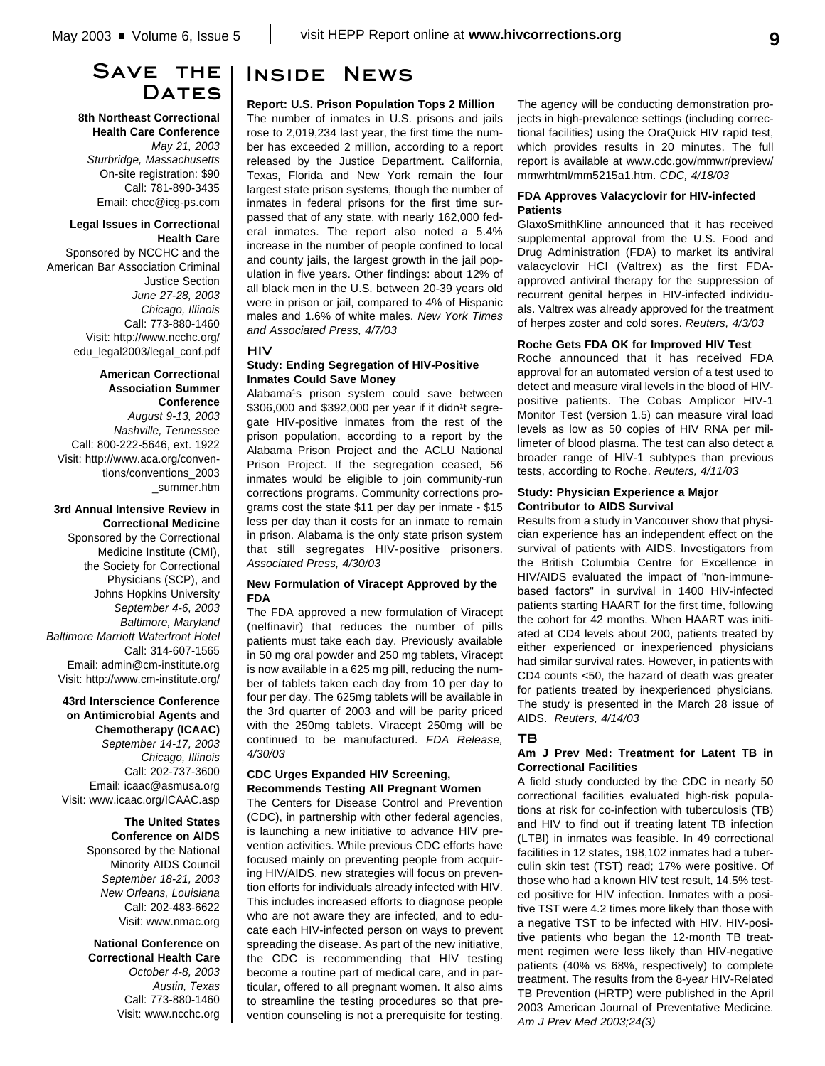## Save the Dates

**8th Northeast Correctional Health Care Conference**
*May 21, 2003*
*Sturbridge, Massachusetts*
On-site registration: $90
Call: 781-890-3435
Email: chcc@icg-ps.com

**Legal Issues in Correctional Health Care**
Sponsored by NCCHC and the American Bar Association Criminal Justice Section
*June 27-28, 2003*
*Chicago, Illinois*
Call: 773-880-1460
Visit: http://www.ncchc.org/edu_legal2003/legal_conf.pdf

**American Correctional Association Summer Conference**
*August 9-13, 2003*
*Nashville, Tennessee*
Call: 800-222-5646, ext. 1922
Visit: http://www.aca.org/conventions/conventions_2003_summer.htm

**3rd Annual Intensive Review in Correctional Medicine**
Sponsored by the Correctional Medicine Institute (CMI), the Society for Correctional Physicians (SCP), and Johns Hopkins University
*September 4-6, 2003*
*Baltimore, Maryland*
*Baltimore Marriott Waterfront Hotel*
Call: 314-607-1565
Email: admin@cm-institute.org
Visit: http://www.cm-institute.org/

**43rd Interscience Conference on Antimicrobial Agents and Chemotherapy (ICAAC)**
*September 14-17, 2003*
*Chicago, Illinois*
Call: 202-737-3600
Email: icaac@asmusa.org
Visit: www.icaac.org/ICAAC.asp

**The United States Conference on AIDS**
Sponsored by the National Minority AIDS Council
*September 18-21, 2003*
*New Orleans, Louisiana*
Call: 202-483-6622
Visit: www.nmac.org

**National Conference on Correctional Health Care**
*October 4-8, 2003*
*Austin, Texas*
Call: 773-880-1460
Visit: www.ncchc.org

## Inside News

**Report: U.S. Prison Population Tops 2 Million**

The number of inmates in U.S. prisons and jails rose to 2,019,234 last year, the first time the number has exceeded 2 million, according to a report released by the Justice Department. California, Texas, Florida and New York remain the four largest state prison systems, though the number of inmates in federal prisons for the first time surpassed that of any state, with nearly 162,000 federal inmates. The report also noted a 5.4% increase in the number of people confined to local and county jails, the largest growth in the jail population in five years. Other findings: about 12% of all black men in the U.S. between 20-39 years old were in prison or jail, compared to 4% of Hispanic males and 1.6% of white males. *New York Times and Associated Press, 4/7/03*

### HIV

**Study: Ending Segregation of HIV-Positive Inmates Could Save Money**

Alabama¹s prison system could save between $306,000 and $392,000 per year if it didn¹t segregate HIV-positive inmates from the rest of the prison population, according to a report by the Alabama Prison Project and the ACLU National Prison Project. If the segregation ceased, 56 inmates would be eligible to join community-run corrections programs. Community corrections programs cost the state $11 per day per inmate - $15 less per day than it costs for an inmate to remain in prison. Alabama is the only state prison system that still segregates HIV-positive prisoners. *Associated Press, 4/30/03*

**New Formulation of Viracept Approved by the FDA**

The FDA approved a new formulation of Viracept (nelfinavir) that reduces the number of pills patients must take each day. Previously available in 50 mg oral powder and 250 mg tablets, Viracept is now available in a 625 mg pill, reducing the number of tablets taken each day from 10 per day to four per day. The 625mg tablets will be available in the 3rd quarter of 2003 and will be parity priced with the 250mg tablets. Viracept 250mg will be continued to be manufactured. *FDA Release, 4/30/03*

**CDC Urges Expanded HIV Screening, Recommends Testing All Pregnant Women**

The Centers for Disease Control and Prevention (CDC), in partnership with other federal agencies, is launching a new initiative to advance HIV prevention activities. While previous CDC efforts have focused mainly on preventing people from acquiring HIV/AIDS, new strategies will focus on prevention efforts for individuals already infected with HIV. This includes increased efforts to diagnose people who are not aware they are infected, and to educate each HIV-infected person on ways to prevent spreading the disease. As part of the new initiative, the CDC is recommending that HIV testing become a routine part of medical care, and in particular, offered to all pregnant women. It also aims to streamline the testing procedures so that prevention counseling is not a prerequisite for testing. The agency will be conducting demonstration projects in high-prevalence settings (including correctional facilities) using the OraQuick HIV rapid test, which provides results in 20 minutes. The full report is available at www.cdc.gov/mmwr/preview/mmwrhtml/mm5215a1.htm. *CDC, 4/18/03*

**FDA Approves Valacyclovir for HIV-infected Patients**

GlaxoSmithKline announced that it has received supplemental approval from the U.S. Food and Drug Administration (FDA) to market its antiviral valacyclovir HCl (Valtrex) as the first FDA-approved antiviral therapy for the suppression of recurrent genital herpes in HIV-infected individuals. Valtrex was already approved for the treatment of herpes zoster and cold sores. *Reuters, 4/3/03*

**Roche Gets FDA OK for Improved HIV Test**

Roche announced that it has received FDA approval for an automated version of a test used to detect and measure viral levels in the blood of HIV-positive patients. The Cobas Amplicor HIV-1 Monitor Test (version 1.5) can measure viral load levels as low as 50 copies of HIV RNA per millimeter of blood plasma. The test can also detect a broader range of HIV-1 subtypes than previous tests, according to Roche. *Reuters, 4/11/03*

**Study: Physician Experience a Major Contributor to AIDS Survival**

Results from a study in Vancouver show that physician experience has an independent effect on the survival of patients with AIDS. Investigators from the British Columbia Centre for Excellence in HIV/AIDS evaluated the impact of "non-immune-based factors" in survival in 1400 HIV-infected patients starting HAART for the first time, following the cohort for 42 months. When HAART was initiated at CD4 levels about 200, patients treated by either experienced or inexperienced physicians had similar survival rates. However, in patients with CD4 counts <50, the hazard of death was greater for patients treated by inexperienced physicians. The study is presented in the March 28 issue of AIDS. *Reuters, 4/14/03*

### TB

**Am J Prev Med: Treatment for Latent TB in Correctional Facilities**

A field study conducted by the CDC in nearly 50 correctional facilities evaluated high-risk populations at risk for co-infection with tuberculosis (TB) and HIV to find out if treating latent TB infection (LTBI) in inmates was feasible. In 49 correctional facilities in 12 states, 198,102 inmates had a tuberculin skin test (TST) read; 17% were positive. Of those who had a known HIV test result, 14.5% tested positive for HIV infection. Inmates with a positive TST were 4.2 times more likely than those with a negative TST to be infected with HIV. HIV-positive patients who began the 12-month TB treatment regimen were less likely than HIV-negative patients (40% vs 68%, respectively) to complete treatment. The results from the 8-year HIV-Related TB Prevention (HRTP) were published in the April 2003 American Journal of Preventative Medicine. *Am J Prev Med 2003;24(3)*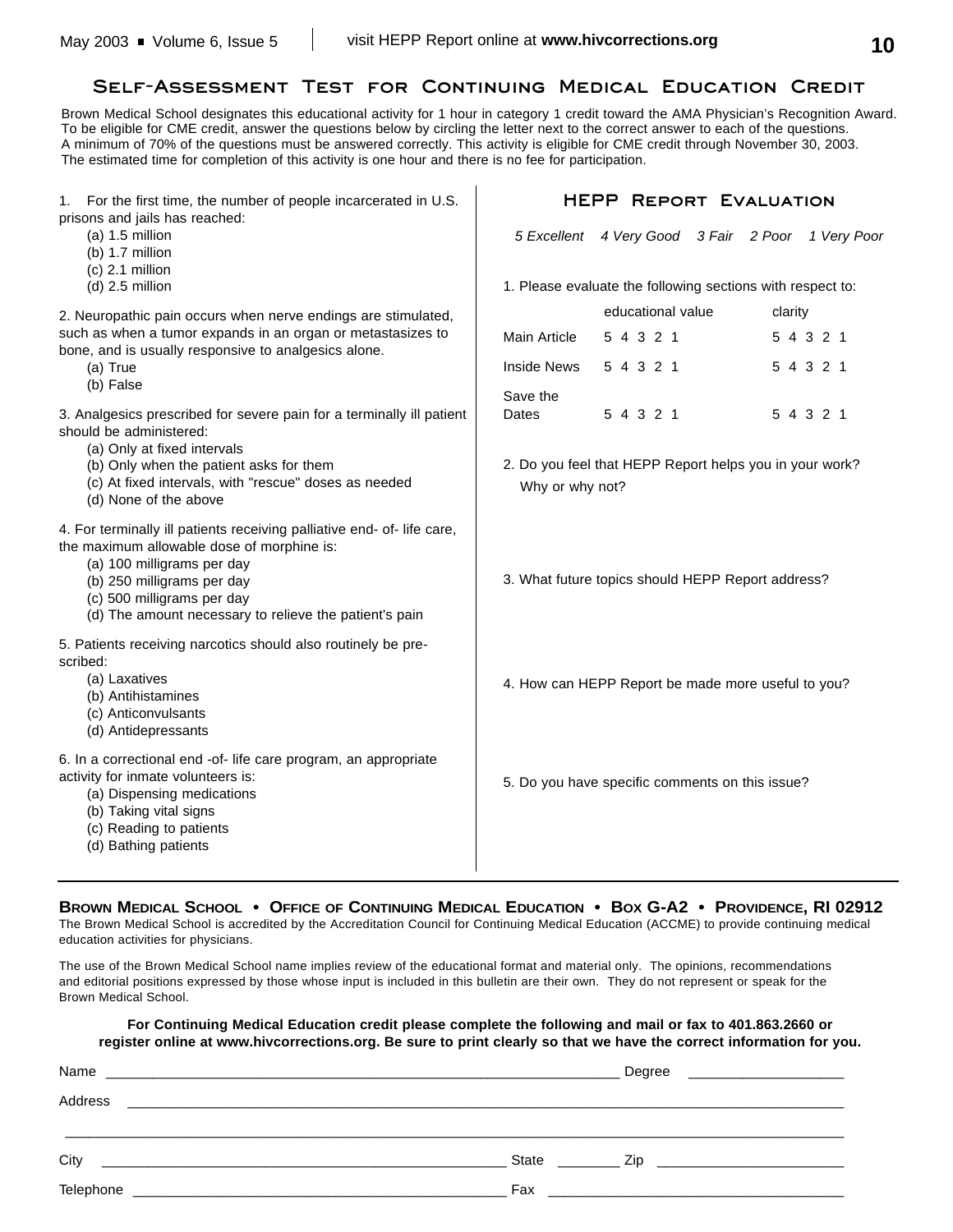## Self-Assessment Test for Continuing Medical Education Credit

Brown Medical School designates this educational activity for 1 hour in category 1 credit toward the AMA Physician's Recognition Award. To be eligible for CME credit, answer the questions below by circling the letter next to the correct answer to each of the questions. A minimum of 70% of the questions must be answered correctly. This activity is eligible for CME credit through November 30, 2003. The estimated time for completion of this activity is one hour and there is no fee for participation.

1. For the first time, the number of people incarcerated in U.S. prisons and jails has reached:
   (a) 1.5 million
   (b) 1.7 million
   (c) 2.1 million
   (d) 2.5 million

2. Neuropathic pain occurs when nerve endings are stimulated, such as when a tumor expands in an organ or metastasizes to bone, and is usually responsive to analgesics alone.
   (a) True
   (b) False

3. Analgesics prescribed for severe pain for a terminally ill patient should be administered:
   (a) Only at fixed intervals
   (b) Only when the patient asks for them
   (c) At fixed intervals, with "rescue" doses as needed
   (d) None of the above

4. For terminally ill patients receiving palliative end- of- life care, the maximum allowable dose of morphine is:
   (a) 100 milligrams per day
   (b) 250 milligrams per day
   (c) 500 milligrams per day
   (d) The amount necessary to relieve the patient's pain

5. Patients receiving narcotics should also routinely be prescribed:
   (a) Laxatives
   (b) Antihistamines
   (c) Anticonvulsants
   (d) Antidepressants

6. In a correctional end -of- life care program, an appropriate activity for inmate volunteers is:
   (a) Dispensing medications
   (b) Taking vital signs
   (c) Reading to patients
   (d) Bathing patients

## HEPP Report Evaluation

*5 Excellent 4 Very Good 3 Fair 2 Poor 1 Very Poor*

1. Please evaluate the following sections with respect to:

| | educational value | clarity |
|---|---|---|
| Main Article | 5 4 3 2 1 | 5 4 3 2 1 |
| Inside News | 5 4 3 2 1 | 5 4 3 2 1 |
| Save the Dates | 5 4 3 2 1 | 5 4 3 2 1 |

2. Do you feel that HEPP Report helps you in your work? Why or why not?

3. What future topics should HEPP Report address?

4. How can HEPP Report be made more useful to you?

5. Do you have specific comments on this issue?

**Brown Medical School • Office of Continuing Medical Education • Box G-A2 • Providence, RI 02912**

The Brown Medical School is accredited by the Accreditation Council for Continuing Medical Education (ACCME) to provide continuing medical education activities for physicians.

The use of the Brown Medical School name implies review of the educational format and material only. The opinions, recommendations and editorial positions expressed by those whose input is included in this bulletin are their own. They do not represent or speak for the Brown Medical School.

**For Continuing Medical Education credit please complete the following and mail or fax to 401.863.2660 or register online at www.hivcorrections.org. Be sure to print clearly so that we have the correct information for you.**

Name ______________________________ Degree ____________

Address ______________________________________________

_____________________________________________________

City ____________________ State ________ Zip ____________

Telephone ____________________ Fax ______________________